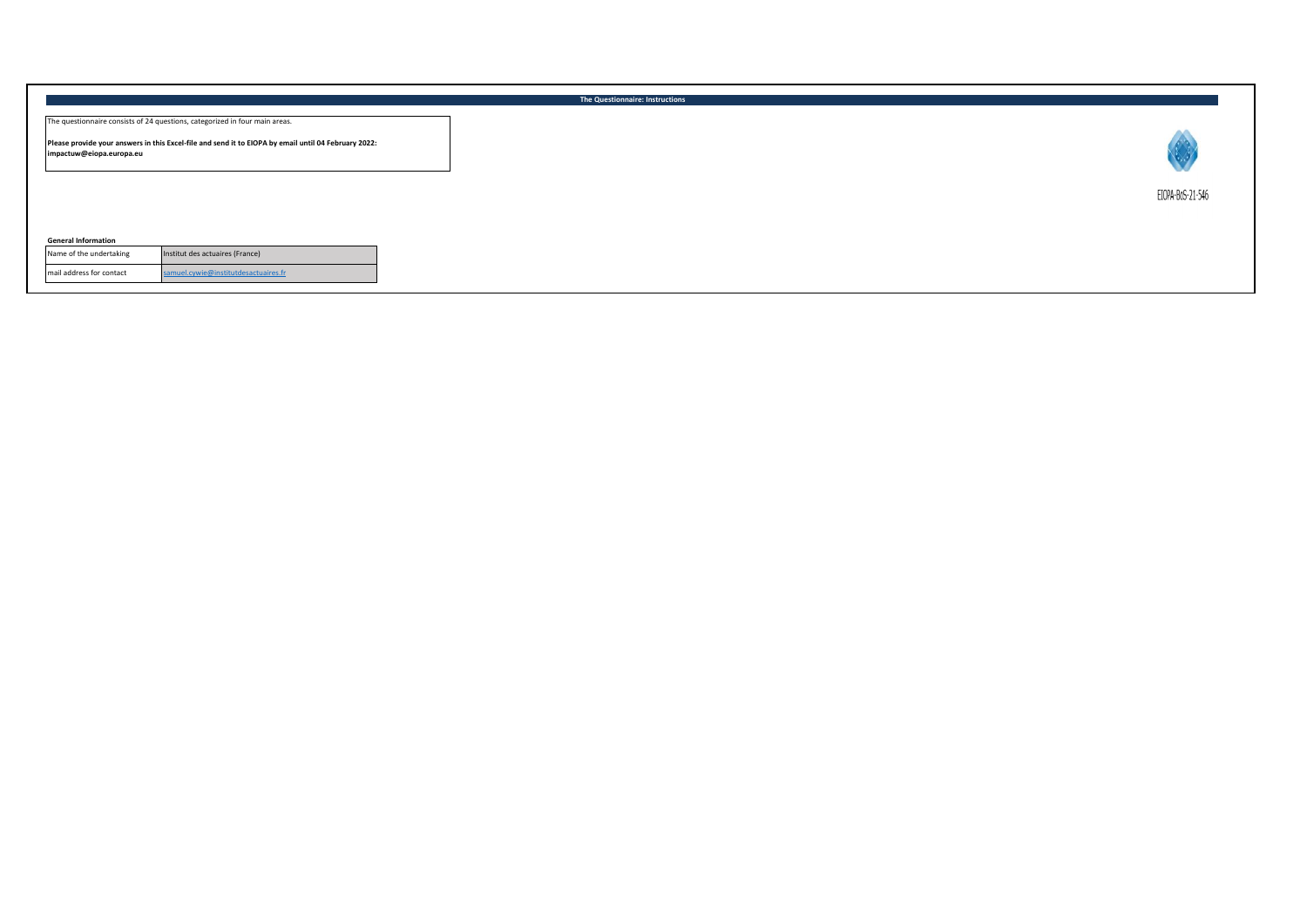## The Questionnaire: Instructions

The questionnaire consists of 24 questions, categorized in four main areas.

**Please provide your answers in this Excel-file and send it to EIOPA by email until 04 February 2022: impactuw@eiopa.europa.eu**

EIOPA-BoS-21-546

**General Information**

| | |
|---|---|
| Name of the undertaking | Institut des actuaires (France) |
| mail address for contact | samuel.cywie@institutdesactuaires.fr |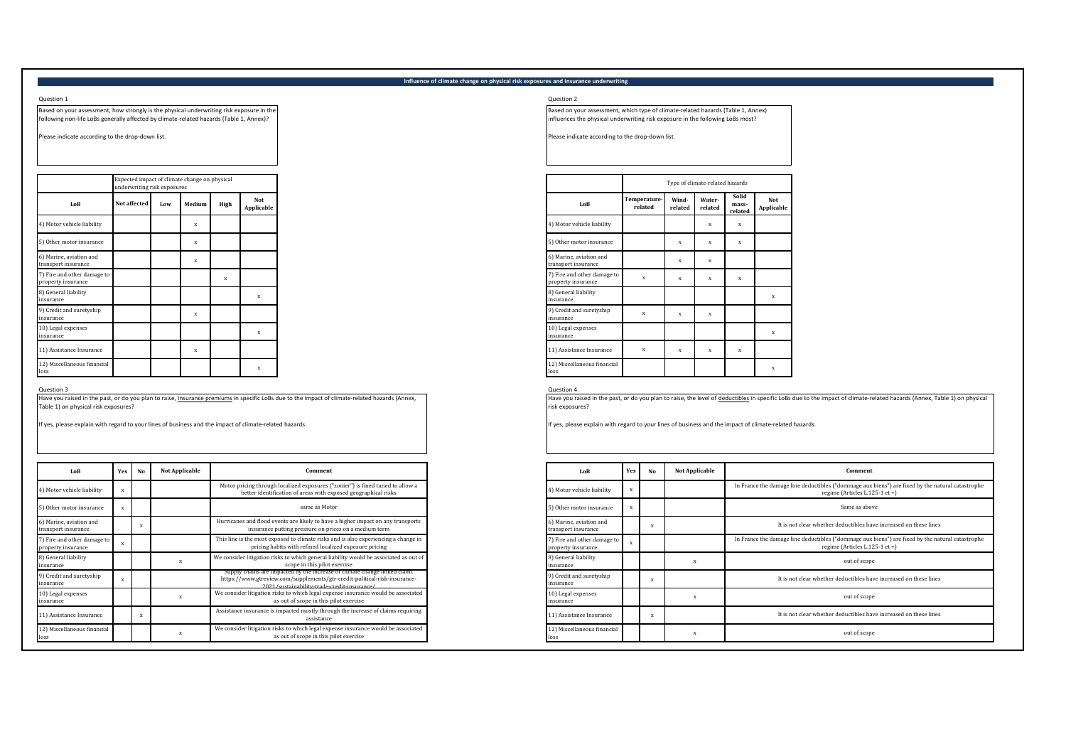# Influence of climate change on physical risk exposures and insurance underwriting

## Question 1

Based on your assessment, how strongly is the physical underwriting risk exposure in the following non-life LoBs generally affected by climate-related hazards (Table 1, Annex)?

Please indicate according to the drop-down list.

| | Expected impact of climate change on physical underwriting risk exposures | | | | |
|---|---|---|---|---|---|
| **LoB** | **Not affected** | **Low** | **Medium** | **High** | **Not Applicable** |
| 4) Motor vehicle liability | | | x | | |
| 5) Other motor insurance | | | x | | |
| 6) Marine, aviation and transport insurance | | | x | | |
| 7) Fire and other damage to property insurance | | | | x | |
| 8) General liability insurance | | | | | x |
| 9) Credit and suretyship insurance | | | x | | |
| 10) Legal expenses insurance | | | | | x |
| 11) Assistance Insurance | | | x | | |
| 12) Miscellaneous financial loss | | | | | x |

## Question 2

Based on your assessment, which type of climate-related hazards (Table 1, Annex) influences the physical underwriting risk exposure in the following LoBs most?

Please indicate according to the drop-down list.

| | Type of climate-related hazards | | | | |
|---|---|---|---|---|---|
| **LoB** | **Temperature-related** | **Wind-related** | **Water-related** | **Solid mass-related** | **Not Applicable** |
| 4) Motor vehicle liability | | | x | x | |
| 5) Other motor insurance | | x | x | x | |
| 6) Marine, aviation and transport insurance | | x | x | | |
| 7) Fire and other damage to property insurance | x | x | x | x | |
| 8) General liability insurance | | | | | x |
| 9) Credit and suretyship insurance | x | x | x | | |
| 10) Legal expenses insurance | | | | | x |
| 11) Assistance Insurance | x | x | x | x | |
| 12) Miscellaneous financial loss | | | | | x |

## Question 3

Have you raised in the past, or do you plan to raise, insurance premiums in specific LoBs due to the impact of climate-related hazards (Annex, Table 1) on physical risk exposures?

If yes, please explain with regard to your lines of business and the impact of climate-related hazards.

| LoB | Yes | No | Not Applicable | Comment |
|---|---|---|---|---|
| 4) Motor vehicle liability | x | | | Motor pricing through localized exposures ("zonier") is fined tuned to allow a better identification of areas with exposed geographical risks |
| 5) Other motor insurance | x | | | same as Motor |
| 6) Marine, aviation and transport insurance | | x | | Hurricanes and flood events are likely to have a higher impact on any transports insurance putting pressure on prices on a medium term |
| 7) Fire and other damage to property insurance | x | | | This line is the most exposed to climate risks and is also experiencing a change in pricing habits with refined localized exposure pricing |
| 8) General liability insurance | | | x | We consider litigation risks to which general liability would be associated as out of scope in this pilot exercise |
| 9) Credit and suretyship insurance | x | | | Supply chains are impacted by the increase of climate change linked claim. https://www.gtreview.com/supplements/gtr-credit-political-risk-insurance-2021/sustainability-trade-credit-insurance/ |
| 10) Legal expenses insurance | | | x | We consider litigation risks to which legal expense insurance would be associated as out of scope in this pilot exercise |
| 11) Assistance Insurance | | x | | Assistance insurance is impacted mostly through the increase of claims requiring assistance |
| 12) Miscellaneous financial loss | | | x | We consider litigation risks to which legal expense insurance would be associated as out of scope in this pilot exercise |

## Question 4

Have you raised in the past, or do you plan to raise, the level of deductibles in specific LoBs due to the impact of climate-related hazards (Annex, Table 1) on physical risk exposures?

If yes, please explain with regard to your lines of business and the impact of climate-related hazards.

| LoB | Yes | No | Not Applicable | Comment |
|---|---|---|---|---|
| 4) Motor vehicle liability | x | | | In France the damage line deductibles ("dommage aux biens") are fixed by the natural catastrophe regime (Articles L.125-1 et +) |
| 5) Other motor insurance | x | | | Same as above |
| 6) Marine, aviation and transport insurance | | x | | It is not clear whether deductibles have increased on these lines |
| 7) Fire and other damage to property insurance | x | | | In France the damage line deductibles ("dommage aux biens") are fixed by the natural catastrophe regime (Articles L.125-1 et +) |
| 8) General liability insurance | | | x | out of scope |
| 9) Credit and suretyship insurance | | x | | It is not clear whether deductibles have increased on these lines |
| 10) Legal expenses insurance | | | x | out of scope |
| 11) Assistance Insurance | | x | | It is not clear whether deductibles have increased on these lines |
| 12) Miscellaneous financial loss | | | x | out of scope |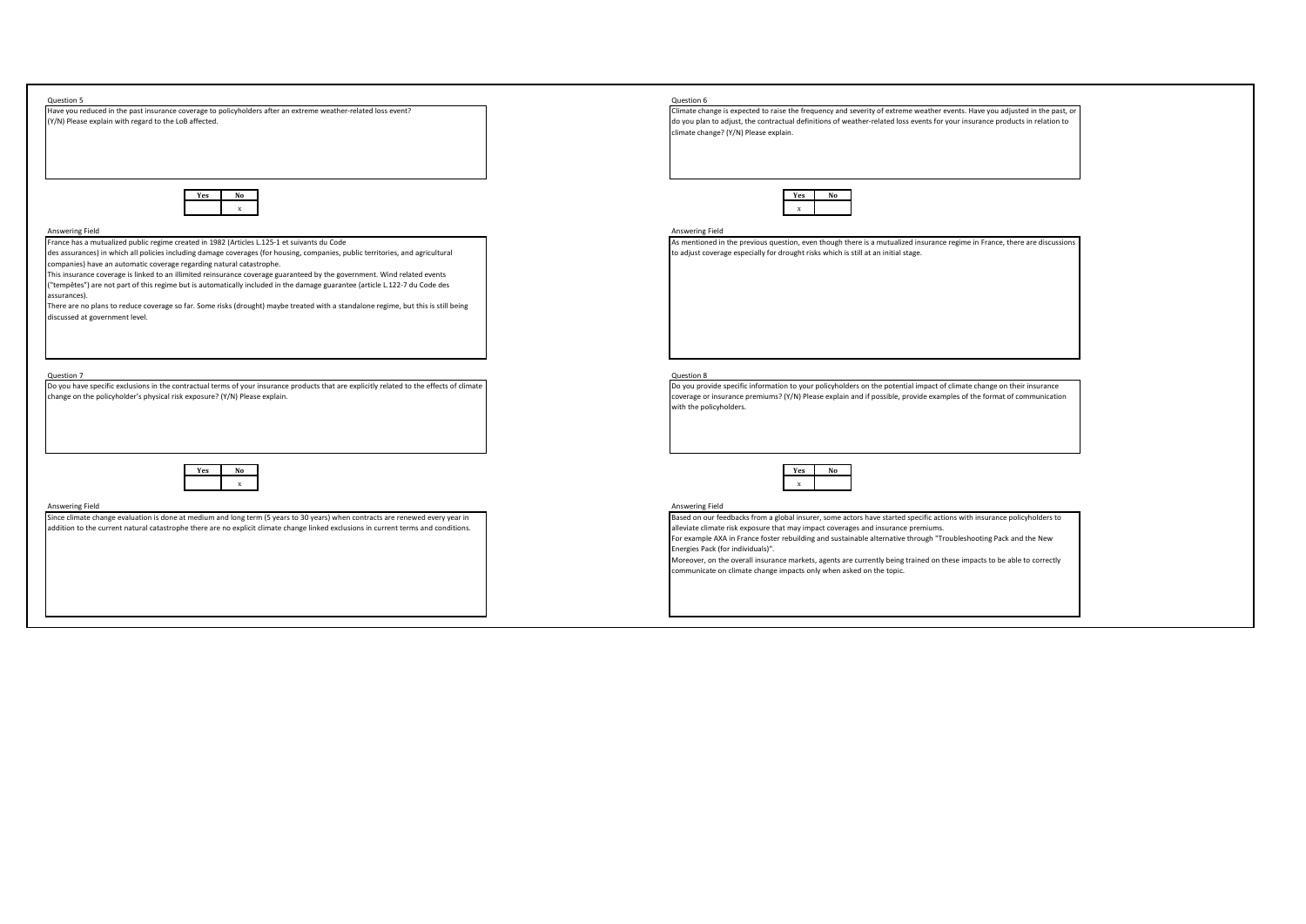### Question 5

Have you reduced in the past insurance coverage to policyholders after an extreme weather-related loss event? (Y/N) Please explain with regard to the LoB affected.

| Yes | No |
| --- | --- |
|  | x |

**Answering Field**

France has a mutualized public regime created in 1982 (Articles L.125-1 et suivants du Code des assurances) in which all policies including damage coverages (for housing, companies, public territories, and agricultural companies) have an automatic coverage regarding natural catastrophe.
This insurance coverage is linked to an illimited reinsurance coverage guaranteed by the government. Wind related events ("tempêtes") are not part of this regime but is automatically included in the damage guarantee (article L.122-7 du Code des assurances).
There are no plans to reduce coverage so far. Some risks (drought) maybe treated with a standalone regime, but this is still being discussed at government level.

### Question 6

Climate change is expected to raise the frequency and severity of extreme weather events. Have you adjusted in the past, or do you plan to adjust, the contractual definitions of weather-related loss events for your insurance products in relation to climate change? (Y/N) Please explain.

| Yes | No |
| --- | --- |
| x |  |

**Answering Field**

As mentioned in the previous question, even though there is a mutualized insurance regime in France, there are discussions to adjust coverage especially for drought risks which is still at an initial stage.

### Question 7

Do you have specific exclusions in the contractual terms of your insurance products that are explicitly related to the effects of climate change on the policyholder's physical risk exposure? (Y/N) Please explain.

| Yes | No |
| --- | --- |
|  | x |

**Answering Field**

Since climate change evaluation is done at medium and long term (5 years to 30 years) when contracts are renewed every year in addition to the current natural catastrophe there are no explicit climate change linked exclusions in current terms and conditions.

### Question 8

Do you provide specific information to your policyholders on the potential impact of climate change on their insurance coverage or insurance premiums? (Y/N) Please explain and if possible, provide examples of the format of communication with the policyholders.

| Yes | No |
| --- | --- |
| x |  |

**Answering Field**

Based on our feedbacks from a global insurer, some actors have started specific actions with insurance policyholders to alleviate climate risk exposure that may impact coverages and insurance premiums.
For example AXA in France foster rebuilding and sustainable alternative through "Troubleshooting Pack and the New Energies Pack (for individuals)".
Moreover, on the overall insurance markets, agents are currently being trained on these impacts to be able to correctly communicate on climate change impacts only when asked on the topic.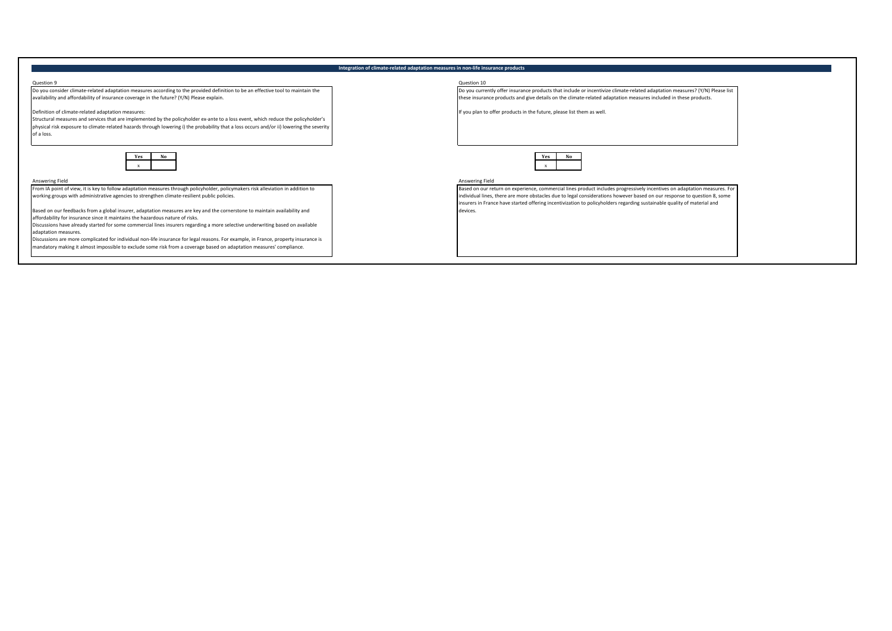## Integration of climate-related adaptation measures in non-life insurance products

### Question 9

Do you consider climate-related adaptation measures according to the provided definition to be an effective tool to maintain the availability and affordability of insurance coverage in the future? (Y/N) Please explain.

Definition of climate-related adaptation measures:
Structural measures and services that are implemented by the policyholder ex-ante to a loss event, which reduce the policyholder's physical risk exposure to climate-related hazards through lowering i) the probability that a loss occurs and/or ii) lowering the severity of a loss.

| Yes | No |
|---|---|
| x | |

Answering Field

From IA point of view, it is key to follow adaptation measures through policyholder, policymakers risk alleviation in addition to working groups with administrative agencies to strengthen climate-resilient public policies.

Based on our feedbacks from a global insurer, adaptation measures are key and the cornerstone to maintain availability and affordability for insurance since it maintains the hazardous nature of risks.
Discussions have already started for some commercial lines insurers regarding a more selective underwriting based on available adaptation measures.
Discussions are more complicated for individual non-life insurance for legal reasons. For example, in France, property insurance is mandatory making it almost impossible to exclude some risk from a coverage based on adaptation measures' compliance.

### Question 10

Do you currently offer insurance products that include or incentivize climate-related adaptation measures? (Y/N) Please list these insurance products and give details on the climate-related adaptation measures included in these products.

If you plan to offer products in the future, please list them as well.

| Yes | No |
|---|---|
| x | |

Answering Field

Based on our return on experience, commercial lines product includes progressively incentives on adaptation measures. For individual lines, there are more obstacles due to legal considerations however based on our response to question 8, some insurers in France have started offering incentivization to policyholders regarding sustainable quality of material and devices.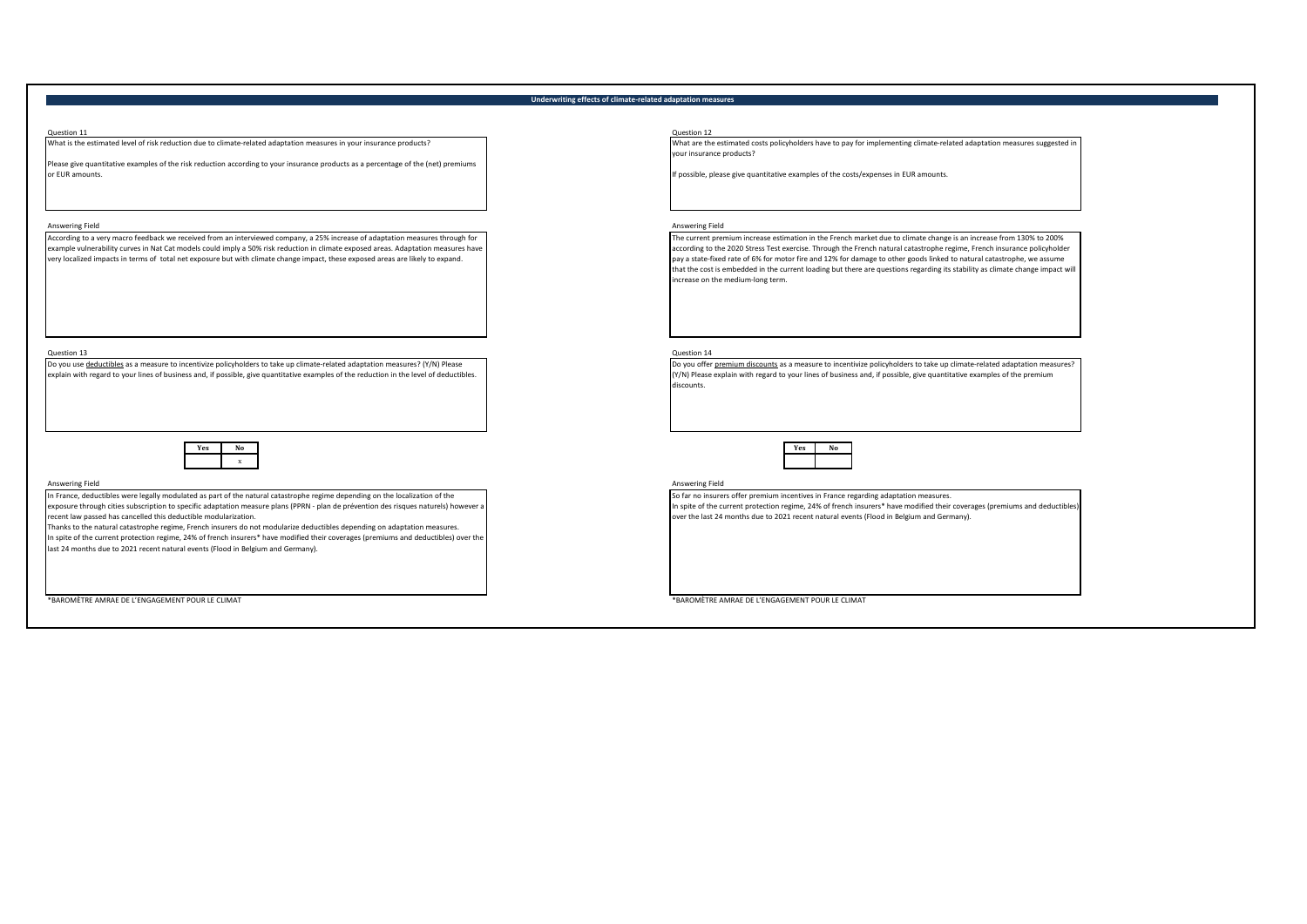## Underwriting effects of climate-related adaptation measures

Question 11

What is the estimated level of risk reduction due to climate-related adaptation measures in your insurance products?

Please give quantitative examples of the risk reduction according to your insurance products as a percentage of the (net) premiums or EUR amounts.

Answering Field

According to a very macro feedback we received from an interviewed company, a 25% increase of adaptation measures through for example vulnerability curves in Nat Cat models could imply a 50% risk reduction in climate exposed areas. Adaptation measures have very localized impacts in terms of total net exposure but with climate change impact, these exposed areas are likely to expand.

Question 12

What are the estimated costs policyholders have to pay for implementing climate-related adaptation measures suggested in your insurance products?

If possible, please give quantitative examples of the costs/expenses in EUR amounts.

Answering Field

The current premium increase estimation in the French market due to climate change is an increase from 130% to 200% according to the 2020 Stress Test exercise. Through the French natural catastrophe regime, French insurance policyholder pay a state-fixed rate of 6% for motor fire and 12% for damage to other goods linked to natural catastrophe, we assume that the cost is embedded in the current loading but there are questions regarding its stability as climate change impact will increase on the medium-long term.

Question 13

Do you use <u>deductibles</u> as a measure to incentivize policyholders to take up climate-related adaptation measures? (Y/N) Please explain with regard to your lines of business and, if possible, give quantitative examples of the reduction in the level of deductibles.

| Yes | No |
| --- | --- |
| | x |

Answering Field

In France, deductibles were legally modulated as part of the natural catastrophe regime depending on the localization of the exposure through cities subscription to specific adaptation measure plans (PPRN - plan de prévention des risques naturels) however a recent law passed has cancelled this deductible modularization.

Thanks to the natural catastrophe regime, French insurers do not modularize deductibles depending on adaptation measures.

In spite of the current protection regime, 24% of french insurers* have modified their coverages (premiums and deductibles) over the last 24 months due to 2021 recent natural events (Flood in Belgium and Germany).

*BAROMÈTRE AMRAE DE L'ENGAGEMENT POUR LE CLIMAT

Question 14

Do you offer <u>premium discounts</u> as a measure to incentivize policyholders to take up climate-related adaptation measures? (Y/N) Please explain with regard to your lines of business and, if possible, give quantitative examples of the premium discounts.

| Yes | No |
| --- | --- |
| | |

Answering Field

So far no insurers offer premium incentives in France regarding adaptation measures.

In spite of the current protection regime, 24% of french insurers* have modified their coverages (premiums and deductibles) over the last 24 months due to 2021 recent natural events (Flood in Belgium and Germany).

*BAROMÈTRE AMRAE DE L'ENGAGEMENT POUR LE CLIMAT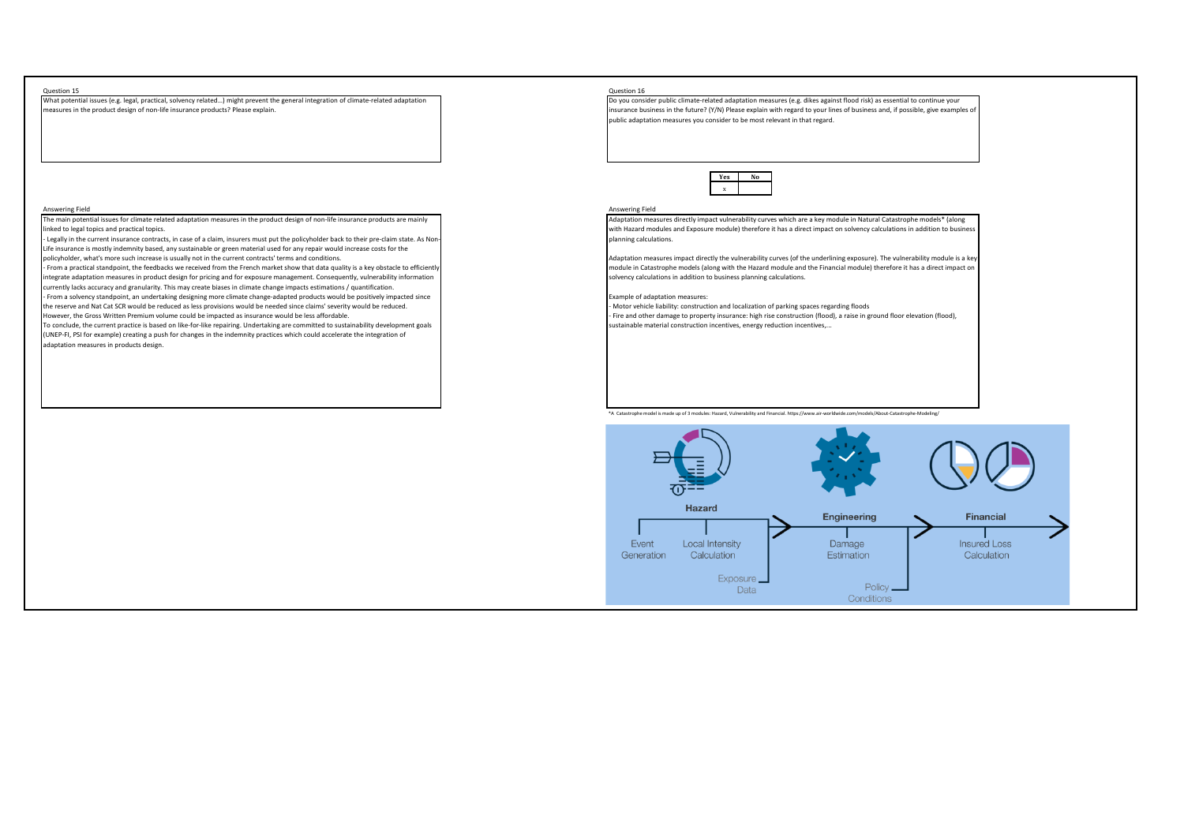## Question 15

What potential issues (e.g. legal, practical, solvency related…) might prevent the general integration of climate-related adaptation measures in the product design of non-life insurance products? Please explain.

### Answering Field

The main potential issues for climate related adaptation measures in the product design of non-life insurance products are mainly linked to legal topics and practical topics.

- Legally in the current insurance contracts, in case of a claim, insurers must put the policyholder back to their pre-claim state. As Non-Life insurance is mostly indemnity based, any sustainable or green material used for any repair would increase costs for the policyholder, what's more such increase is usually not in the current contracts' terms and conditions.
- From a practical standpoint, the feedbacks we received from the French market show that data quality is a key obstacle to efficiently integrate adaptation measures in product design for pricing and for exposure management. Consequently, vulnerability information currently lacks accuracy and granularity. This may create biases in climate change impacts estimations / quantification.
- From a solvency standpoint, an undertaking designing more climate change-adapted products would be positively impacted since the reserve and Nat Cat SCR would be reduced as less provisions would be needed since claims' severity would be reduced.

However, the Gross Written Premium volume could be impacted as insurance would be less affordable.

To conclude, the current practice is based on like-for-like repairing. Undertaking are committed to sustainability development goals (UNEP-FI, PSI for example) creating a push for changes in the indemnity practices which could accelerate the integration of adaptation measures in products design.

## Question 16

Do you consider public climate-related adaptation measures (e.g. dikes against flood risk) as essential to continue your insurance business in the future? (Y/N) Please explain with regard to your lines of business and, if possible, give examples of public adaptation measures you consider to be most relevant in that regard.

| Yes | No |
|---|---|
| x | |

### Answering Field

Adaptation measures directly impact vulnerability curves which are a key module in Natural Catastrophe models* (along with Hazard modules and Exposure module) therefore it has a direct impact on solvency calculations in addition to business planning calculations.

Adaptation measures impact directly the vulnerability curves (of the underlining exposure). The vulnerability module is a key module in Catastrophe models (along with the Hazard module and the Financial module) therefore it has a direct impact on solvency calculations in addition to business planning calculations.

Example of adaptation measures:

- Motor vehicle liability: construction and localization of parking spaces regarding floods
- Fire and other damage to property insurance: high rise construction (flood), a raise in ground floor elevation (flood), sustainable material construction incentives, energy reduction incentives,…

*A Catastrophe model is made up of 3 modules: Hazard, Vulnerability and Financial. https://www.air-worldwide.com/models/About-Catastrophe-Modeling/

Hazard: Event Generation, Local Intensity Calculation, Exposure Data → Engineering: Damage Estimation, Policy Conditions → Financial: Insured Loss Calculation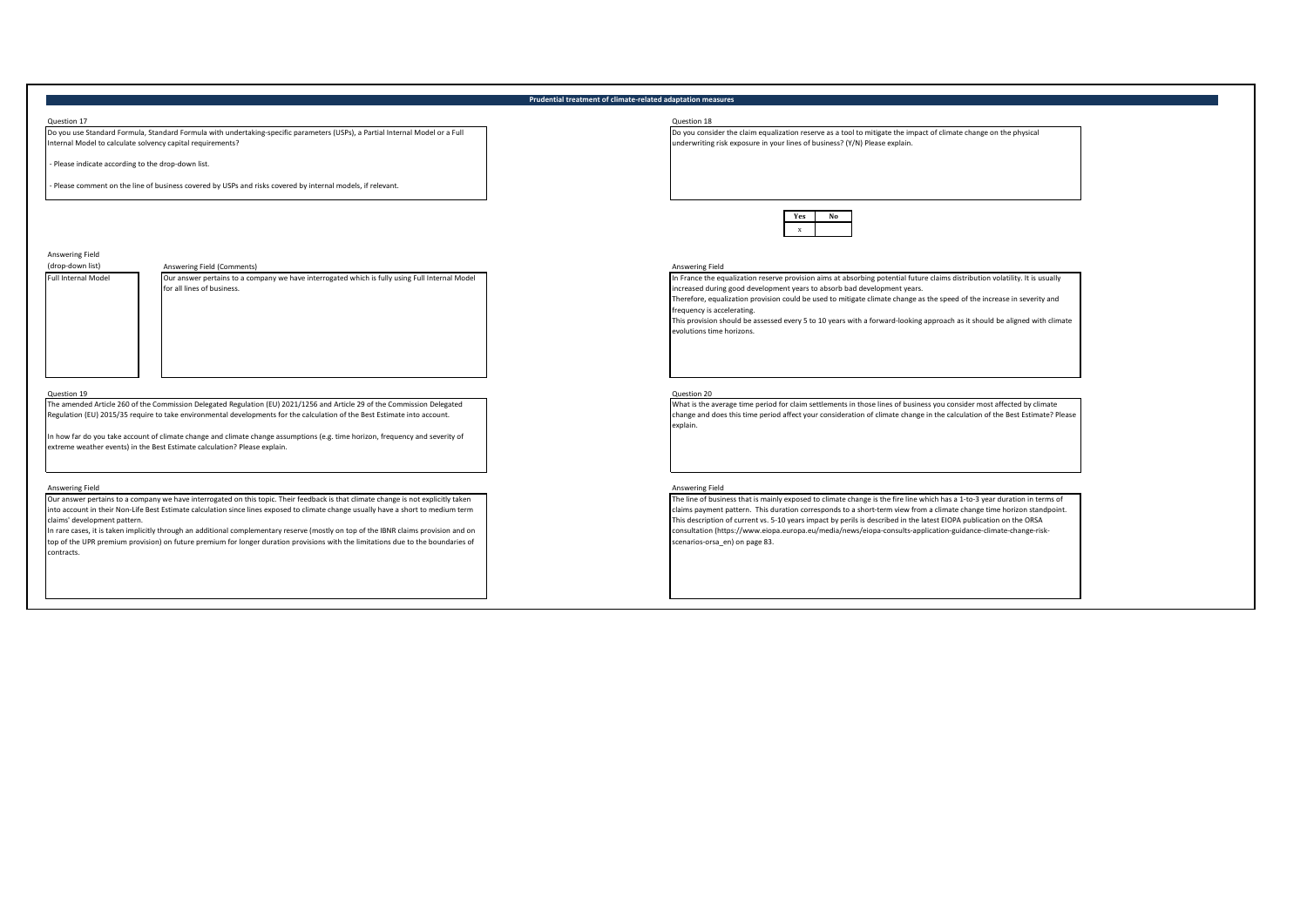## Prudential treatment of climate-related adaptation measures

### Question 17

Do you use Standard Formula, Standard Formula with undertaking-specific parameters (USPs), a Partial Internal Model or a Full Internal Model to calculate solvency capital requirements?

- Please indicate according to the drop-down list.

- Please comment on the line of business covered by USPs and risks covered by internal models, if relevant.

| Answering Field (drop-down list) | Answering Field (Comments) |
|---|---|
| Full Internal Model | Our answer pertains to a company we have interrogated which is fully using Full Internal Model for all lines of business. |

### Question 18

Do you consider the claim equalization reserve as a tool to mitigate the impact of climate change on the physical underwriting risk exposure in your lines of business? (Y/N) Please explain.

| Yes | No |
|---|---|
| x | |

Answering Field

In France the equalization reserve provision aims at absorbing potential future claims distribution volatility. It is usually increased during good development years to absorb bad development years.

Therefore, equalization provision could be used to mitigate climate change as the speed of the increase in severity and frequency is accelerating.

This provision should be assessed every 5 to 10 years with a forward-looking approach as it should be aligned with climate evolutions time horizons.

### Question 19

The amended Article 260 of the Commission Delegated Regulation (EU) 2021/1256 and Article 29 of the Commission Delegated Regulation (EU) 2015/35 require to take environmental developments for the calculation of the Best Estimate into account.

In how far do you take account of climate change and climate change assumptions (e.g. time horizon, frequency and severity of extreme weather events) in the Best Estimate calculation? Please explain.

Answering Field

Our answer pertains to a company we have interrogated on this topic. Their feedback is that climate change is not explicitly taken into account in their Non-Life Best Estimate calculation since lines exposed to climate change usually have a short to medium term claims' development pattern.

In rare cases, it is taken implicitly through an additional complementary reserve (mostly on top of the IBNR claims provision and on top of the UPR premium provision) on future premium for longer duration provisions with the limitations due to the boundaries of contracts.

### Question 20

What is the average time period for claim settlements in those lines of business you consider most affected by climate change and does this time period affect your consideration of climate change in the calculation of the Best Estimate? Please explain.

Answering Field

The line of business that is mainly exposed to climate change is the fire line which has a 1-to-3 year duration in terms of claims payment pattern. This duration corresponds to a short-term view from a climate change time horizon standpoint. This description of current vs. 5-10 years impact by perils is described in the latest EIOPA publication on the ORSA consultation (https://www.eiopa.europa.eu/media/news/eiopa-consults-application-guidance-climate-change-risk-scenarios-orsa_en) on page 83.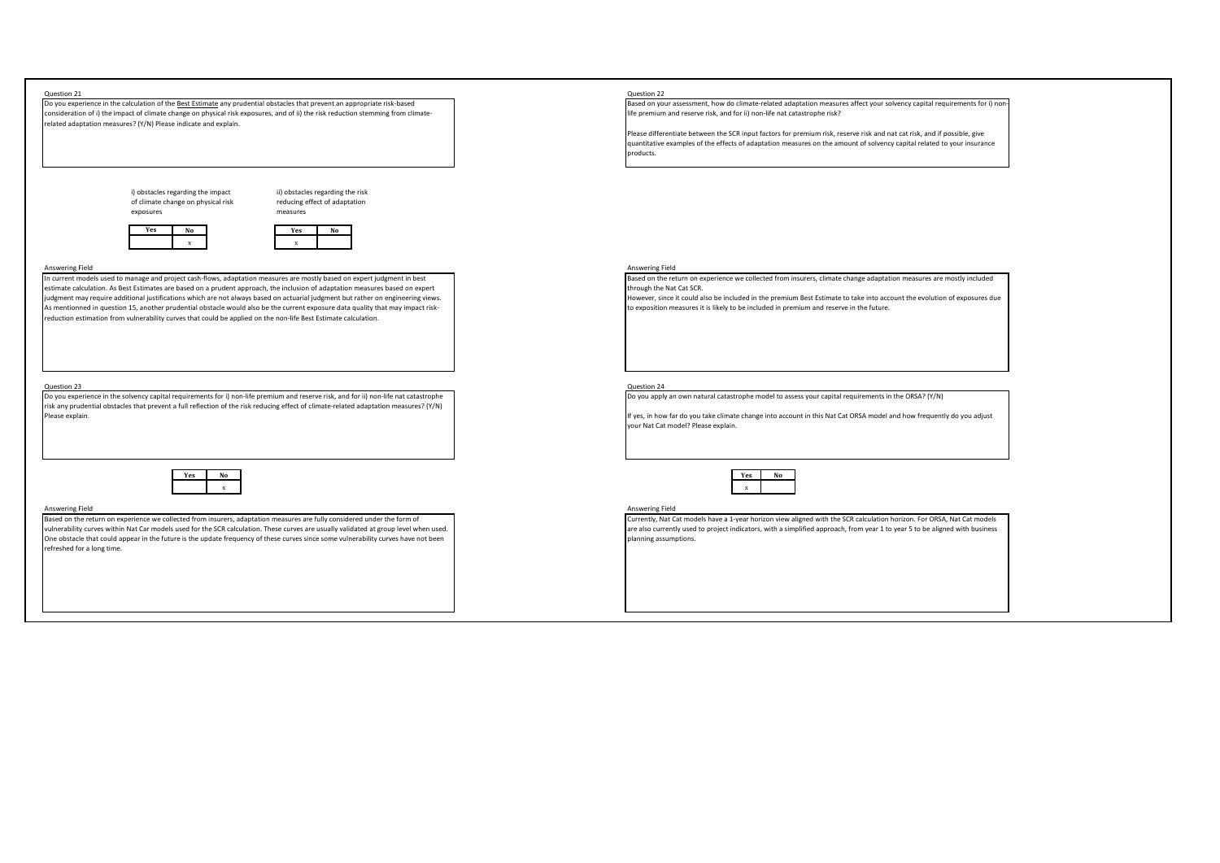## Question 21

Do you experience in the calculation of the Best Estimate any prudential obstacles that prevent an appropriate risk-based consideration of i) the impact of climate change on physical risk exposures, and of ii) the risk reduction stemming from climate-related adaptation measures? (Y/N) Please indicate and explain.

i) obstacles regarding the impact of climate change on physical risk exposures

| Yes | No |
| --- | --- |
| | x |

ii) obstacles regarding the risk reducing effect of adaptation measures

| Yes | No |
| --- | --- |
| x | |

Answering Field

In current models used to manage and project cash-flows, adaptation measures are mostly based on expert judgment in best estimate calculation. As Best Estimates are based on a prudent approach, the inclusion of adaptation measures based on expert judgment may require additional justifications which are not always based on actuarial judgment but rather on engineering views. As mentionned in question 15, another prudential obstacle would also be the current exposure data quality that may impact risk-reduction estimation from vulnerability curves that could be applied on the non-life Best Estimate calculation.

## Question 22

Based on your assessment, how do climate-related adaptation measures affect your solvency capital requirements for i) non-life premium and reserve risk, and for ii) non-life nat catastrophe risk?

Please differentiate between the SCR input factors for premium risk, reserve risk and nat cat risk, and if possible, give quantitative examples of the effects of adaptation measures on the amount of solvency capital related to your insurance products.

Answering Field

Based on the return on experience we collected from insurers, climate change adaptation measures are mostly included through the Nat Cat SCR.

However, since it could also be included in the premium Best Estimate to take into account the evolution of exposures due to exposition measures it is likely to be included in premium and reserve in the future.

## Question 23

Do you experience in the solvency capital requirements for i) non-life premium and reserve risk, and for ii) non-life nat catastrophe risk any prudential obstacles that prevent a full reflection of the risk reducing effect of climate-related adaptation measures? (Y/N) Please explain.

| Yes | No |
| --- | --- |
| | x |

Answering Field

Based on the return on experience we collected from insurers, adaptation measures are fully considered under the form of vulnerability curves within Nat Car models used for the SCR calculation. These curves are usually validated at group level when used. One obstacle that could appear in the future is the update frequency of these curves since some vulnerability curves have not been refreshed for a long time.

## Question 24

Do you apply an own natural catastrophe model to assess your capital requirements in the ORSA? (Y/N)

If yes, in how far do you take climate change into account in this Nat Cat ORSA model and how frequently do you adjust your Nat Cat model? Please explain.

| Yes | No |
| --- | --- |
| x | |

Answering Field

Currently, Nat Cat models have a 1-year horizon view aligned with the SCR calculation horizon. For ORSA, Nat Cat models are also currently used to project indicators, with a simplified approach, from year 1 to year 5 to be aligned with business planning assumptions.